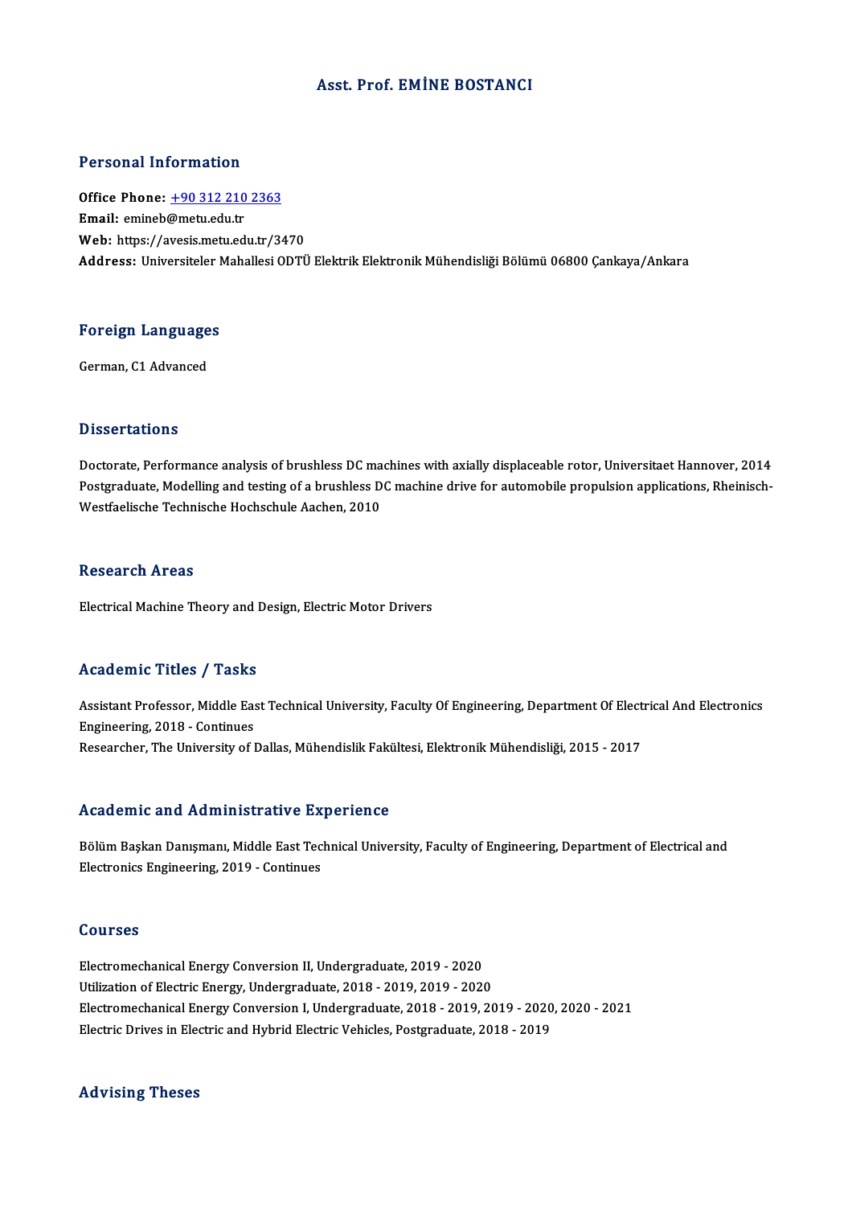# Asst. Prof. EMİNE BOSTANCI

## Personal Information

**Office Phone:** +90 312 210 2363
**Email:** emineb@metu.edu.tr
**Web:** https://avesis.metu.edu.tr/3470
**Address:** Universiteler Mahallesi ODTÜ Elektrik Elektronik Mühendisliği Bölümü 06800 Çankaya/Ankara

## Foreign Languages

German, C1 Advanced

## Dissertations

Doctorate, Performance analysis of brushless DC machines with axially displaceable rotor, Universitaet Hannover, 2014
Postgraduate, Modelling and testing of a brushless DC machine drive for automobile propulsion applications, Rheinisch-Westfaelische Technische Hochschule Aachen, 2010

## Research Areas

Electrical Machine Theory and Design, Electric Motor Drivers

## Academic Titles / Tasks

Assistant Professor, Middle East Technical University, Faculty Of Engineering, Department Of Electrical And Electronics Engineering, 2018 - Continues
Researcher, The University of Dallas, Mühendislik Fakültesi, Elektronik Mühendisliği, 2015 - 2017

## Academic and Administrative Experience

Bölüm Başkan Danışmanı, Middle East Technical University, Faculty of Engineering, Department of Electrical and Electronics Engineering, 2019 - Continues

## Courses

Electromechanical Energy Conversion II, Undergraduate, 2019 - 2020
Utilization of Electric Energy, Undergraduate, 2018 - 2019, 2019 - 2020
Electromechanical Energy Conversion I, Undergraduate, 2018 - 2019, 2019 - 2020, 2020 - 2021
Electric Drives in Electric and Hybrid Electric Vehicles, Postgraduate, 2018 - 2019

## Advising Theses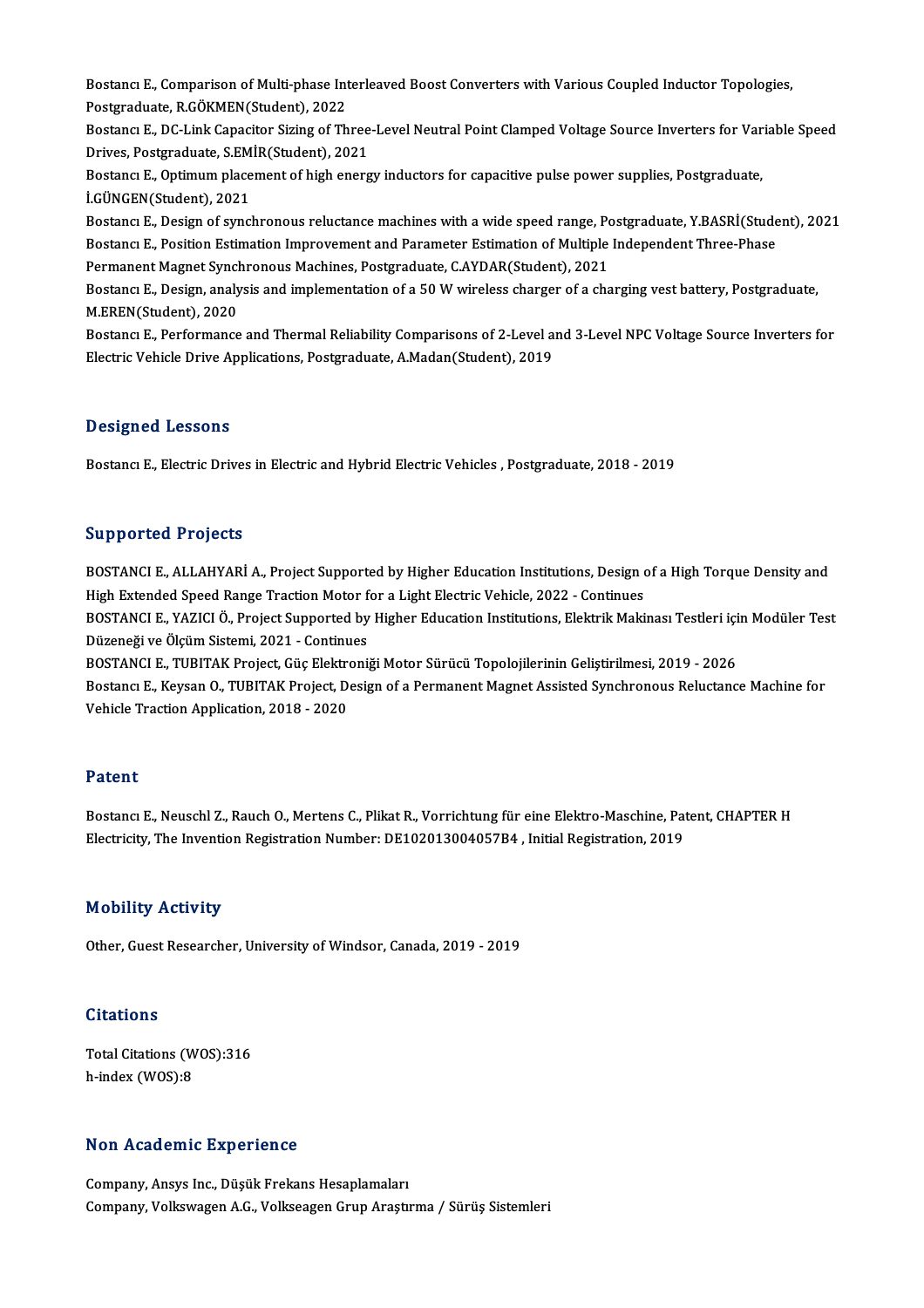Bostancı E., Comparison of Multi-phase Interleaved Boost Converters with Various Coupled Inductor Topologies, Postgraduate, R.GÖKMEN(Student), 2022

Bostancı E., DC-Link Capacitor Sizing of Three-Level Neutral Point Clamped Voltage Source Inverters for Variable Speed Drives, Postgraduate, S.EMİR(Student), 2021

Bostancı E., Optimum placement of high energy inductors for capacitive pulse power supplies, Postgraduate, İ.GÜNGEN(Student), 2021

Bostancı E., Design of synchronous reluctance machines with a wide speed range, Postgraduate, Y.BASRİ(Student), 2021

Bostancı E., Position Estimation Improvement and Parameter Estimation of Multiple Independent Three-Phase Permanent Magnet Synchronous Machines, Postgraduate, C.AYDAR(Student), 2021

Bostancı E., Design, analysis and implementation of a 50 W wireless charger of a charging vest battery, Postgraduate, M.EREN(Student), 2020

Bostancı E., Performance and Thermal Reliability Comparisons of 2-Level and 3-Level NPC Voltage Source Inverters for Electric Vehicle Drive Applications, Postgraduate, A.Madan(Student), 2019

## Designed Lessons

Bostancı E., Electric Drives in Electric and Hybrid Electric Vehicles , Postgraduate, 2018 - 2019

## Supported Projects

BOSTANCI E., ALLAHYARİ A., Project Supported by Higher Education Institutions, Design of a High Torque Density and High Extended Speed Range Traction Motor for a Light Electric Vehicle, 2022 - Continues

BOSTANCI E., YAZICI Ö., Project Supported by Higher Education Institutions, Elektrik Makinası Testleri için Modüler Test Düzeneği ve Ölçüm Sistemi, 2021 - Continues

BOSTANCI E., TUBITAK Project, Güç Elektroniği Motor Sürücü Topolojilerinin Geliştirilmesi, 2019 - 2026

Bostancı E., Keysan O., TUBITAK Project, Design of a Permanent Magnet Assisted Synchronous Reluctance Machine for Vehicle Traction Application, 2018 - 2020

## Patent

Bostancı E., Neuschl Z., Rauch O., Mertens C., Plikat R., Vorrichtung für eine Elektro-Maschine, Patent, CHAPTER H Electricity, The Invention Registration Number: DE102013004057B4 , Initial Registration, 2019

## Mobility Activity

Other, Guest Researcher, University of Windsor, Canada, 2019 - 2019

## Citations

Total Citations (WOS):316
h-index (WOS):8

## Non Academic Experience

Company, Ansys Inc., Düşük Frekans Hesaplamaları
Company, Volkswagen A.G., Volkseagen Grup Araştırma / Sürüş Sistemleri